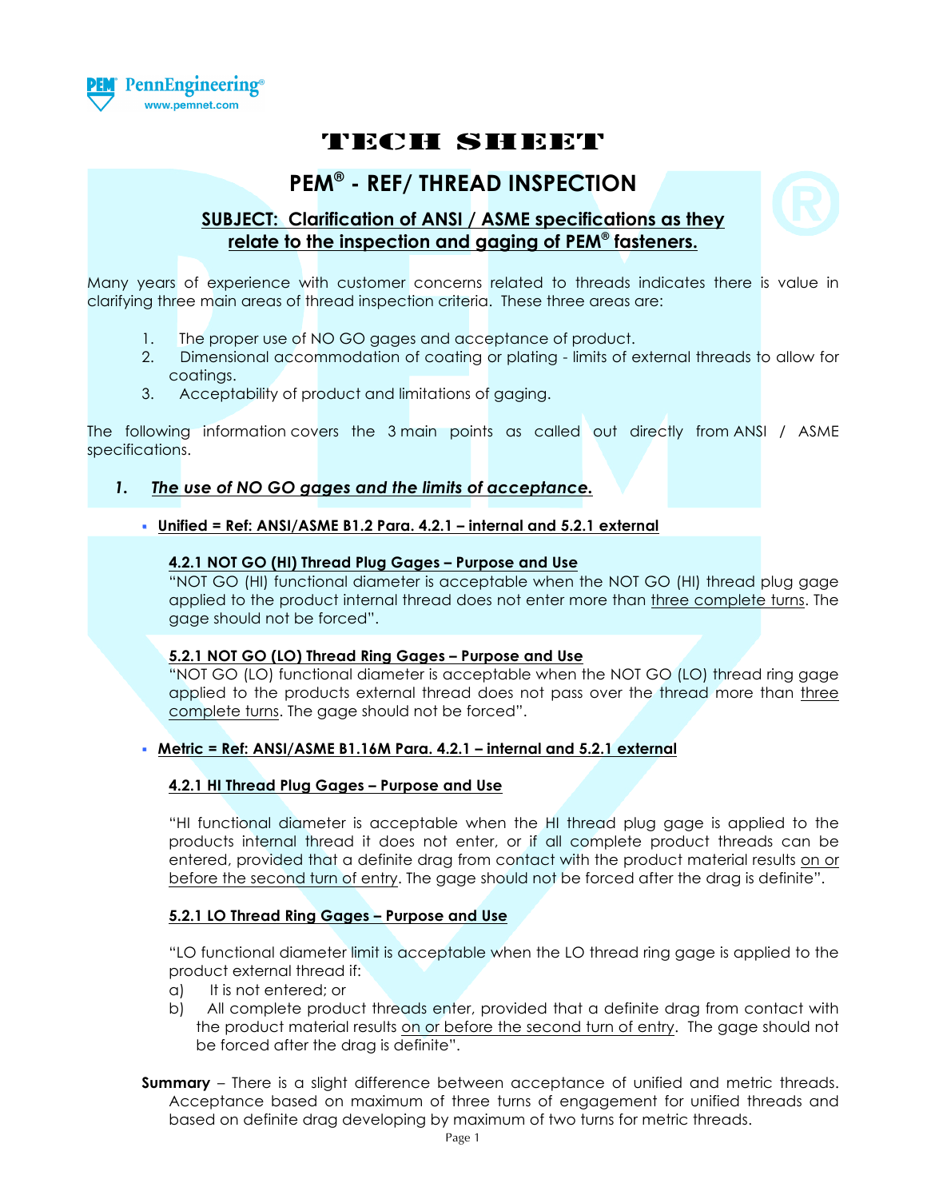# TECH SHEET

## PEM® - REF/ THREAD INSPECTION

### SUBJECT: Clarification of ANSI / ASME specifications as they relate to the inspection and gaging of PEM® fasteners.

Many years of experience with customer concerns related to threads indicates there is value in clarifying three main areas of thread inspection criteria. These three areas are:

1. The proper use of NO GO gages and acceptance of product.
2. Dimensional accommodation of coating or plating - limits of external threads to allow for coatings.
3. Acceptability of product and limitations of gaging.

The following information covers the 3 main points as called out directly from ANSI / ASME specifications.

### 1. *The use of NO GO gages and the limits of acceptance.*

- **Unified = Ref: ANSI/ASME B1.2 Para. 4.2.1 – internal and 5.2.1 external**

  **4.2.1 NOT GO (HI) Thread Plug Gages – Purpose and Use**

  "NOT GO (HI) functional diameter is acceptable when the NOT GO (HI) thread plug gage applied to the product internal thread does not enter more than three complete turns. The gage should not be forced".

  **5.2.1 NOT GO (LO) Thread Ring Gages – Purpose and Use**

  "NOT GO (LO) functional diameter is acceptable when the NOT GO (LO) thread ring gage applied to the products external thread does not pass over the thread more than three complete turns. The gage should not be forced".

- **Metric = Ref: ANSI/ASME B1.16M Para. 4.2.1 – internal and 5.2.1 external**

  **4.2.1 HI Thread Plug Gages – Purpose and Use**

  "HI functional diameter is acceptable when the HI thread plug gage is applied to the products internal thread it does not enter, or if all complete product threads can be entered, provided that a definite drag from contact with the product material results on or before the second turn of entry. The gage should not be forced after the drag is definite".

  **5.2.1 LO Thread Ring Gages – Purpose and Use**

  "LO functional diameter limit is acceptable when the LO thread ring gage is applied to the product external thread if:

  a) It is not entered; or
  b) All complete product threads enter, provided that a definite drag from contact with the product material results on or before the second turn of entry. The gage should not be forced after the drag is definite".

**Summary** – There is a slight difference between acceptance of unified and metric threads. Acceptance based on maximum of three turns of engagement for unified threads and based on definite drag developing by maximum of two turns for metric threads.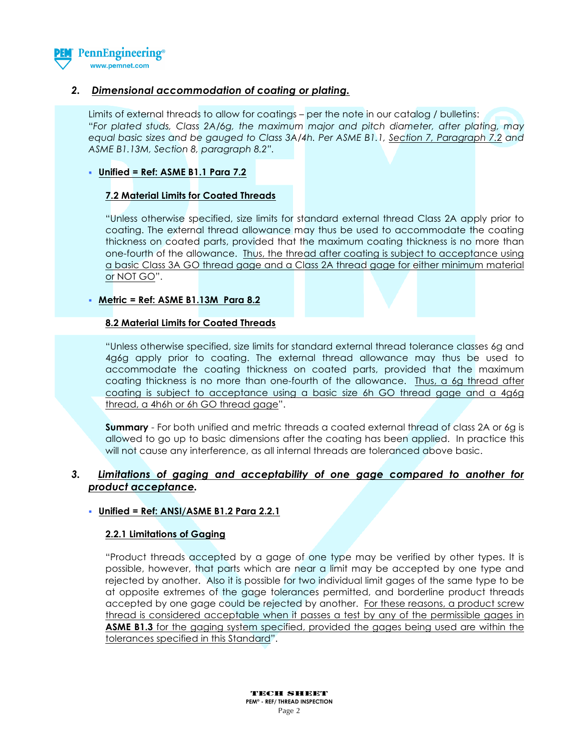## 2. *Dimensional accommodation of coating or plating.*

Limits of external threads to allow for coatings – per the note in our catalog / bulletins: "*For plated studs, Class 2A/6g, the maximum major and pitch diameter, after plating, may equal basic sizes and be gauged to Class 3A/4h. Per ASME B1.1, Section 7, Paragraph 7.2 and ASME B1.13M, Section 8, paragraph 8.2*".

- **Unified = Ref: ASME B1.1 Para 7.2**

  **7.2 Material Limits for Coated Threads**

  "Unless otherwise specified, size limits for standard external thread Class 2A apply prior to coating. The external thread allowance may thus be used to accommodate the coating thickness on coated parts, provided that the maximum coating thickness is no more than one-fourth of the allowance. Thus, the thread after coating is subject to acceptance using a basic Class 3A GO thread gage and a Class 2A thread gage for either minimum material or NOT GO".

- **Metric = Ref: ASME B1.13M Para 8.2**

  **8.2 Material Limits for Coated Threads**

  "Unless otherwise specified, size limits for standard external thread tolerance classes 6g and 4g6g apply prior to coating. The external thread allowance may thus be used to accommodate the coating thickness on coated parts, provided that the maximum coating thickness is no more than one-fourth of the allowance. Thus, a 6g thread after coating is subject to acceptance using a basic size 6h GO thread gage and a 4g6g thread, a 4h6h or 6h GO thread gage".

  **Summary** - For both unified and metric threads a coated external thread of class 2A or 6g is allowed to go up to basic dimensions after the coating has been applied. In practice this will not cause any interference, as all internal threads are toleranced above basic.

## 3. *Limitations of gaging and acceptability of one gage compared to another for product acceptance.*

- **Unified = Ref: ANSI/ASME B1.2 Para 2.2.1**

  **2.2.1 Limitations of Gaging**

  "Product threads accepted by a gage of one type may be verified by other types. It is possible, however, that parts which are near a limit may be accepted by one type and rejected by another. Also it is possible for two individual limit gages of the same type to be at opposite extremes of the gage tolerances permitted, and borderline product threads accepted by one gage could be rejected by another. For these reasons, a product screw thread is considered acceptable when it passes a test by any of the permissible gages in **ASME B1.3** for the gaging system specified, provided the gages being used are within the tolerances specified in this Standard".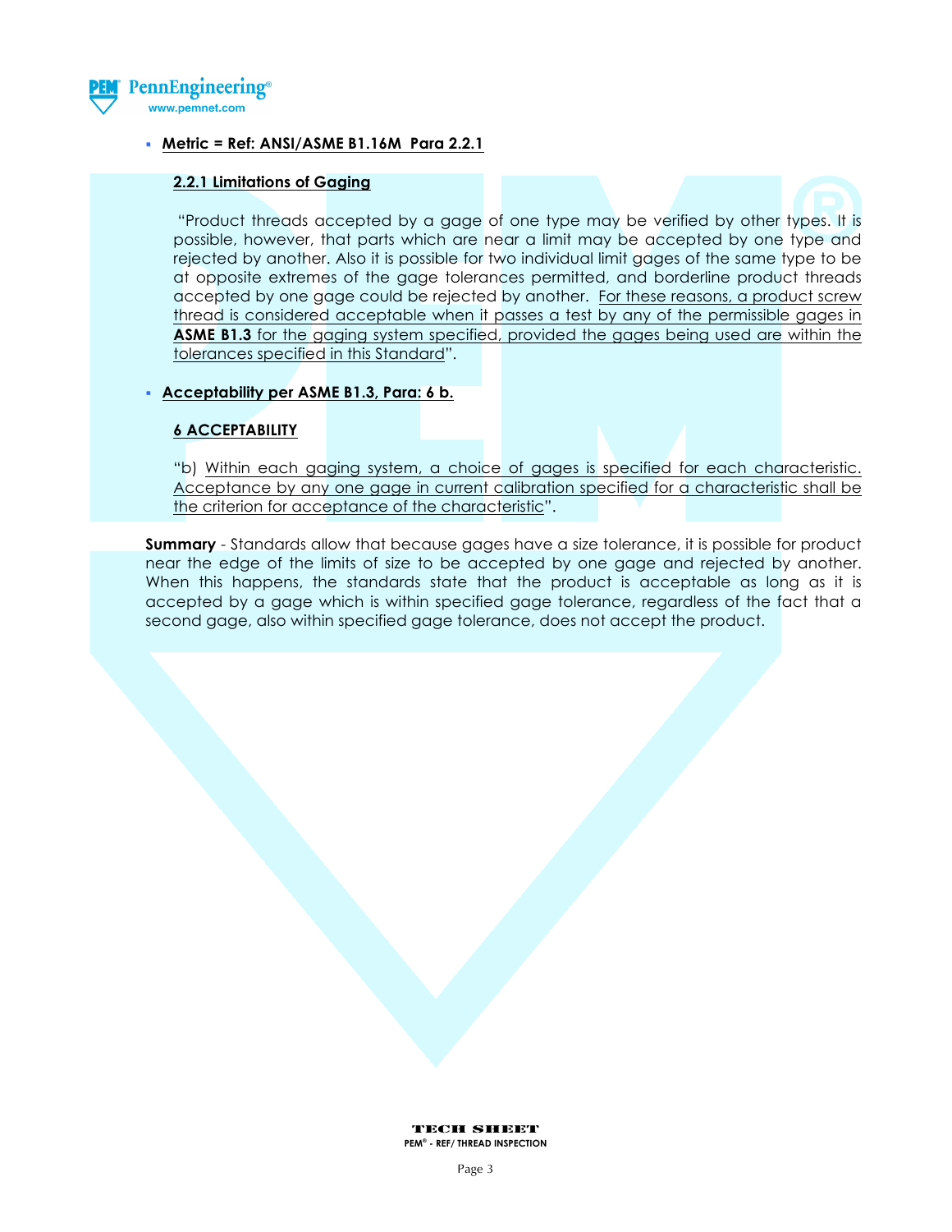- **Metric = Ref: ANSI/ASME B1.16M Para 2.2.1**

  **2.2.1 Limitations of Gaging**

  "Product threads accepted by a gage of one type may be verified by other types. It is possible, however, that parts which are near a limit may be accepted by one type and rejected by another. Also it is possible for two individual limit gages of the same type to be at opposite extremes of the gage tolerances permitted, and borderline product threads accepted by one gage could be rejected by another. For these reasons, a product screw thread is considered acceptable when it passes a test by any of the permissible gages in **ASME B1.3** for the gaging system specified, provided the gages being used are within the tolerances specified in this Standard".

- **Acceptability per ASME B1.3, Para: 6 b.**

  **6 ACCEPTABILITY**

  "b) Within each gaging system, a choice of gages is specified for each characteristic. Acceptance by any one gage in current calibration specified for a characteristic shall be the criterion for acceptance of the characteristic".

**Summary** - Standards allow that because gages have a size tolerance, it is possible for product near the edge of the limits of size to be accepted by one gage and rejected by another. When this happens, the standards state that the product is acceptable as long as it is accepted by a gage which is within specified gage tolerance, regardless of the fact that a second gage, also within specified gage tolerance, does not accept the product.